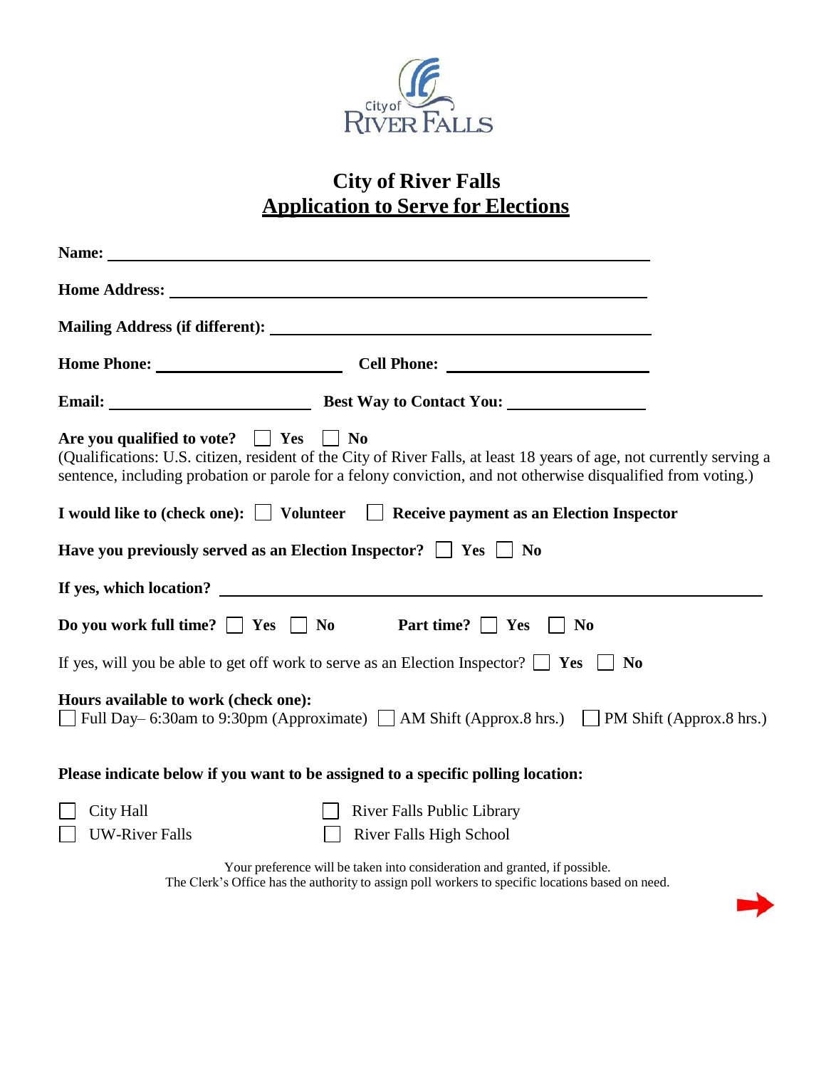City of River Falls

# City of River Falls
## Application to Serve for Elections

**Name:** ____________________________________________

**Home Address:** ____________________________________________

**Mailing Address (if different):** ____________________________________________

**Home Phone:** ______________________ **Cell Phone:** ______________________

**Email:** ______________________ **Best Way to Contact You:** ______________________

**Are you qualified to vote?** ☐ **Yes** ☐ **No**
(Qualifications: U.S. citizen, resident of the City of River Falls, at least 18 years of age, not currently serving a sentence, including probation or parole for a felony conviction, and not otherwise disqualified from voting.)

**I would like to (check one):** ☐ **Volunteer** ☐ **Receive payment as an Election Inspector**

**Have you previously served as an Election Inspector?** ☐ **Yes** ☐ **No**

**If yes, which location?** ____________________________________________

**Do you work full time?** ☐ **Yes** ☐ **No** **Part time?** ☐ **Yes** ☐ **No**

If yes, will you be able to get off work to serve as an Election Inspector? ☐ **Yes** ☐ **No**

**Hours available to work (check one):**
☐ Full Day– 6:30am to 9:30pm (Approximate) ☐ AM Shift (Approx.8 hrs.) ☐ PM Shift (Approx.8 hrs.)

**Please indicate below if you want to be assigned to a specific polling location:**

☐ City Hall ☐ River Falls Public Library
☐ UW-River Falls ☐ River Falls High School

Your preference will be taken into consideration and granted, if possible.
The Clerk's Office has the authority to assign poll workers to specific locations based on need.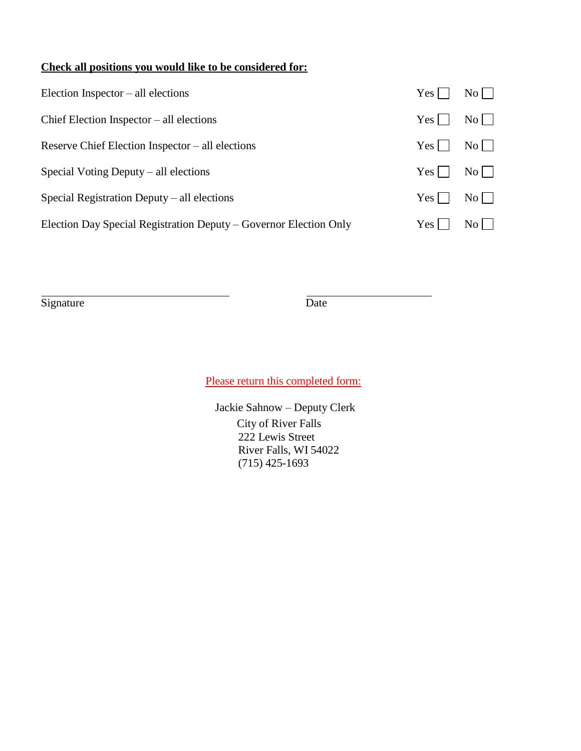**Check all positions you would like to be considered for:**

| | | |
|---|---|---|
| Election Inspector – all elections | Yes ☐ | No ☐ |
| Chief Election Inspector – all elections | Yes ☐ | No ☐ |
| Reserve Chief Election Inspector – all elections | Yes ☐ | No ☐ |
| Special Voting Deputy – all elections | Yes ☐ | No ☐ |
| Special Registration Deputy – all elections | Yes ☐ | No ☐ |
| Election Day Special Registration Deputy – Governor Election Only | Yes ☐ | No ☐ |

\_\_\_\_\_\_\_\_\_\_\_\_\_\_\_\_\_\_\_\_\_\_\_\_\_\_\_\_\_\_\_\_\_\_\_\_ \_\_\_\_\_\_\_\_\_\_\_\_\_\_\_\_\_\_\_\_\_\_\_\_\_

Signature Date

Please return this completed form:

Jackie Sahnow – Deputy Clerk
City of River Falls
222 Lewis Street
River Falls, WI 54022
(715) 425-1693